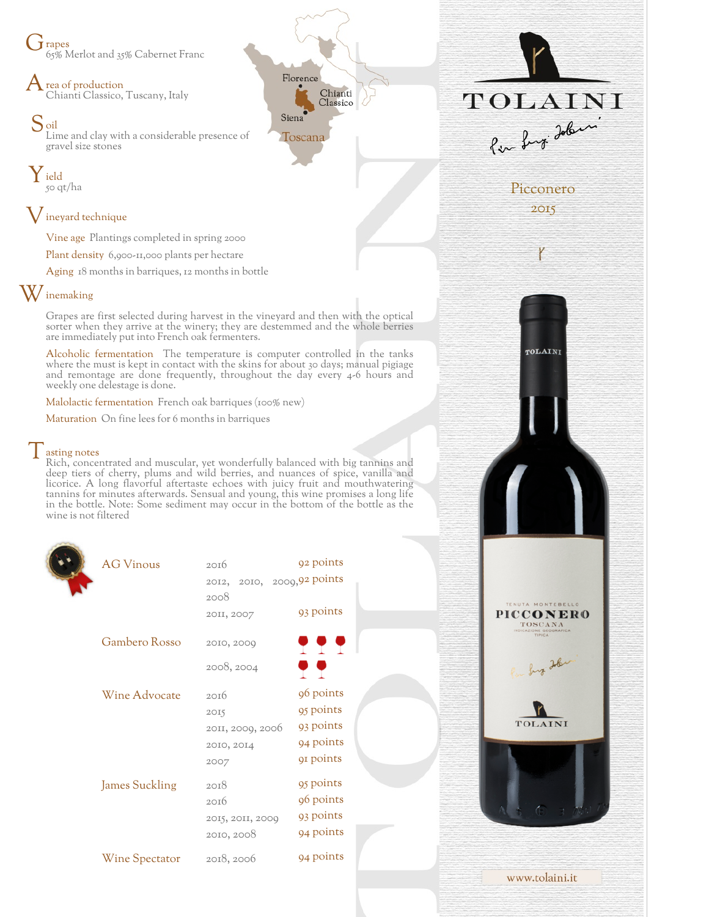# TOLAINI

## Picconero 2015

**Grapes**
65% Merlot and 35% Cabernet Franc

**Area of production**
Chianti Classico, Tuscany, Italy

**Soil**
Lime and clay with a considerable presence of gravel size stones

**Yield**
50 qt/ha

**Vineyard technique**

Vine age Plantings completed in spring 2000

Plant density 6,900-11,000 plants per hectare

Aging 18 months in barriques, 12 months in bottle

**Winemaking**

Grapes are first selected during harvest in the vineyard and then with the optical sorter when they arrive at the winery; they are destemmed and the whole berries are immediately put into French oak fermenters.

Alcoholic fermentation The temperature is computer controlled in the tanks where the must is kept in contact with the skins for about 30 days; manual pigiage and remontage are done frequently, throughout the day every 4-6 hours and weekly one delestage is done.

Malolactic fermentation French oak barriques (100% new)

Maturation On fine lees for 6 months in barriques

**Tasting notes**
Rich, concentrated and muscular, yet wonderfully balanced with big tannins and deep tiers of cherry, plums and wild berries, and nuances of spice, vanilla and licorice. A long flavorful aftertaste echoes with juicy fruit and mouthwatering tannins for minutes afterwards. Sensual and young, this wine promises a long life in the bottle. Note: Some sediment may occur in the bottom of the bottle as the wine is not filtered

| | | |
|---|---|---|
| AG Vinous | 2016 | 92 points |
| | 2012, 2010, 2009, 2008 | 92 points |
| | 2011, 2007 | 93 points |
| Gambero Rosso | 2010, 2009 | 3 glasses |
| | 2008, 2004 | 2 glasses |
| Wine Advocate | 2016 | 96 points |
| | 2015 | 95 points |
| | 2011, 2009, 2006 | 93 points |
| | 2010, 2014 | 94 points |
| | 2007 | 91 points |
| James Suckling | 2018 | 95 points |
| | 2016 | 96 points |
| | 2015, 2011, 2009 | 93 points |
| | 2010, 2008 | 94 points |
| Wine Spectator | 2018, 2006 | 94 points |

www.tolaini.it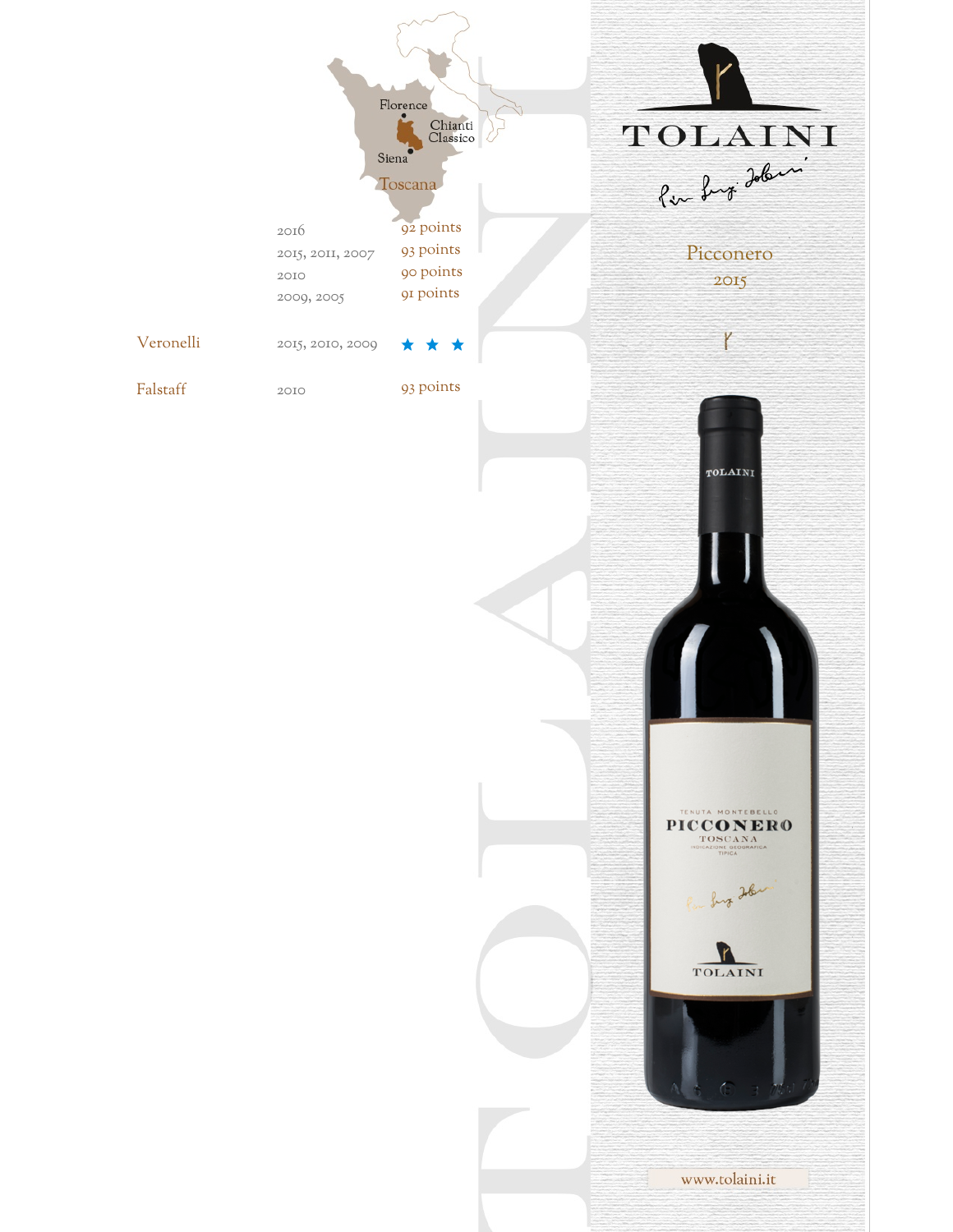Florence

Chianti Classico

Siena

Toscana

| | | |
|---|---|---|
| | 2016 | 92 points |
| | 2015, 2011, 2007 | 93 points |
| | 2010 | 90 points |
| | 2009, 2005 | 91 points |
| Veronelli | 2015, 2010, 2009 | ★ ★ ★ |
| Falstaff | 2010 | 93 points |

# TOLAINI

Picconero

2015

TENUTA MONTEBELLO

PICCONERO

TOSCANA

INDICAZIONE GEOGRAFICA TIPICA

TOLAINI

www.tolaini.it